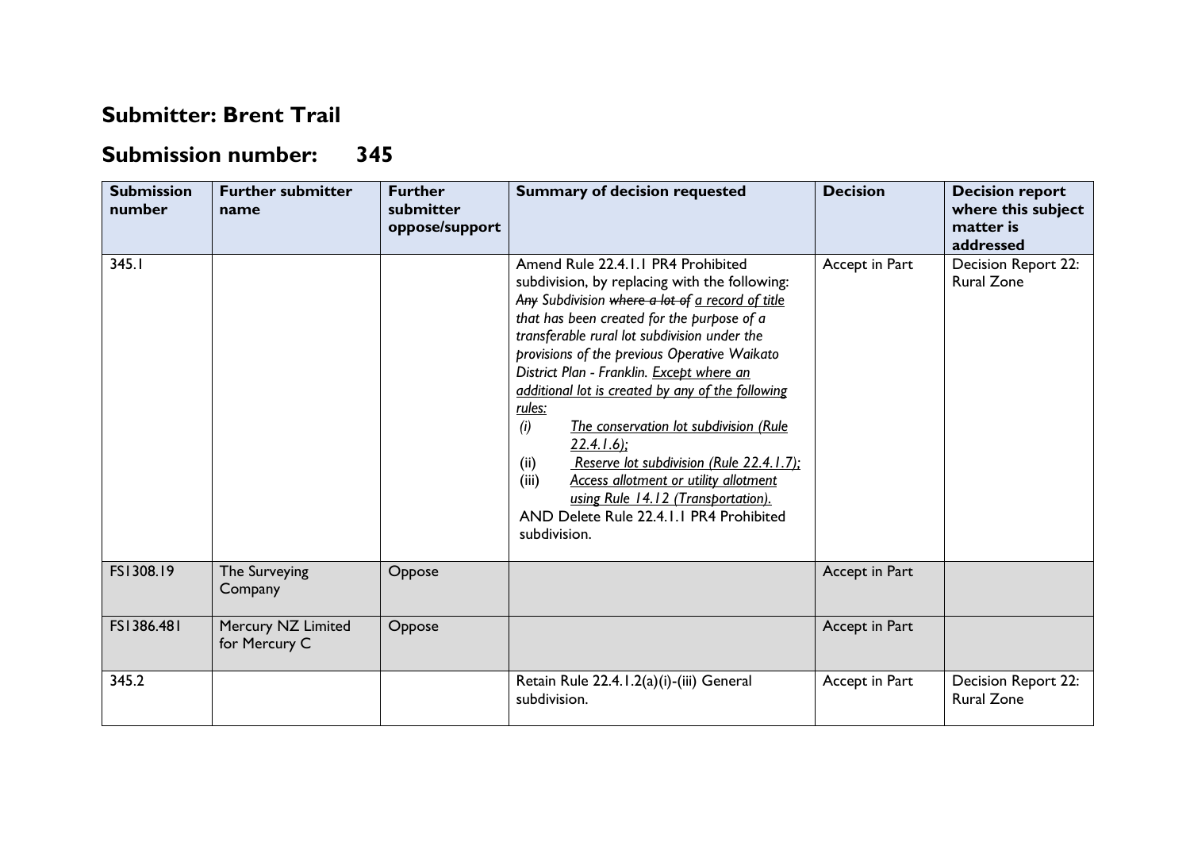## Submitter: Brent Trail

## Submission number: 345

| Submission number | Further submitter name | Further submitter oppose/support | Summary of decision requested | Decision | Decision report where this subject matter is addressed |
|---|---|---|---|---|---|
| 345.1 | | | Amend Rule 22.4.1.1 PR4 Prohibited subdivision, by replacing with the following: *~~Any~~ Subdivision ~~where a lot of~~ <u>a record of title</u> that has been created for the purpose of a transferable rural lot subdivision under the provisions of the previous Operative Waikato District Plan - Franklin. <u>Except where an additional lot is created by any of the following rules:</u>* <br>*(i) <u>The conservation lot subdivision (Rule 22.4.1.6);</u>* <br>(ii) *<u>Reserve lot subdivision (Rule 22.4.1.7);</u>* <br>(iii) *<u>Access allotment or utility allotment using Rule 14.12 (Transportation).</u>* <br>AND Delete Rule 22.4.1.1 PR4 Prohibited subdivision. | Accept in Part | Decision Report 22: Rural Zone |
| FS1308.19 | The Surveying Company | Oppose | | Accept in Part | |
| FS1386.481 | Mercury NZ Limited for Mercury C | Oppose | | Accept in Part | |
| 345.2 | | | Retain Rule 22.4.1.2(a)(i)-(iii) General subdivision. | Accept in Part | Decision Report 22: Rural Zone |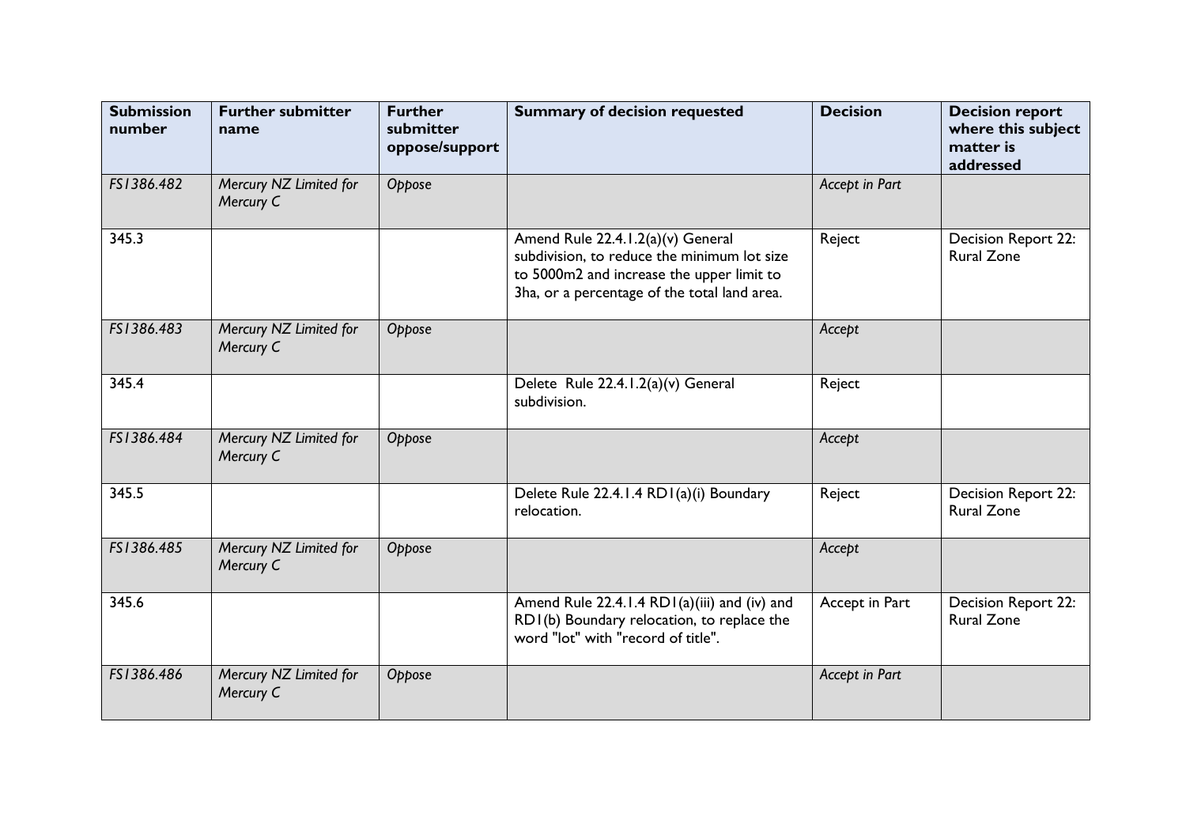| Submission number | Further submitter name | Further submitter oppose/support | Summary of decision requested | Decision | Decision report where this subject matter is addressed |
|---|---|---|---|---|---|
| *FS1386.482* | *Mercury NZ Limited for Mercury C* | *Oppose* | | *Accept in Part* | |
| 345.3 | | | Amend Rule 22.4.1.2(a)(v) General subdivision, to reduce the minimum lot size to 5000m2 and increase the upper limit to 3ha, or a percentage of the total land area. | Reject | Decision Report 22: Rural Zone |
| *FS1386.483* | *Mercury NZ Limited for Mercury C* | *Oppose* | | *Accept* | |
| 345.4 | | | Delete Rule 22.4.1.2(a)(v) General subdivision. | Reject | |
| *FS1386.484* | *Mercury NZ Limited for Mercury C* | *Oppose* | | *Accept* | |
| 345.5 | | | Delete Rule 22.4.1.4 RD1(a)(i) Boundary relocation. | Reject | Decision Report 22: Rural Zone |
| *FS1386.485* | *Mercury NZ Limited for Mercury C* | *Oppose* | | *Accept* | |
| 345.6 | | | Amend Rule 22.4.1.4 RD1(a)(iii) and (iv) and RD1(b) Boundary relocation, to replace the word "lot" with "record of title". | Accept in Part | Decision Report 22: Rural Zone |
| *FS1386.486* | *Mercury NZ Limited for Mercury C* | *Oppose* | | *Accept in Part* | |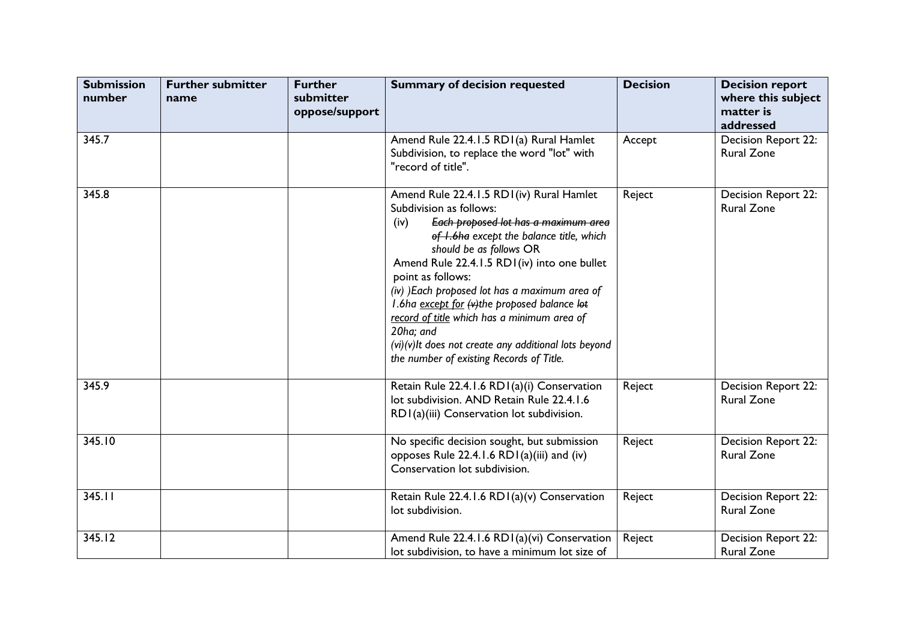| Submission number | Further submitter name | Further submitter oppose/support | Summary of decision requested | Decision | Decision report where this subject matter is addressed |
|---|---|---|---|---|---|
| 345.7 | | | Amend Rule 22.4.1.5 RD1(a) Rural Hamlet Subdivision, to replace the word "lot" with "record of title". | Accept | Decision Report 22: Rural Zone |
| 345.8 | | | Amend Rule 22.4.1.5 RD1(iv) Rural Hamlet Subdivision as follows: (iv) *~~Each proposed lot has a maximum area of 1.6ha~~ except the balance title, which should be as follows* OR Amend Rule 22.4.1.5 RD1(iv) into one bullet point as follows: *(iv) )Each proposed lot has a maximum area of 1.6ha <u>except for</u> ~~(v)~~the proposed balance ~~lot~~ <u>record of title</u> which has a minimum area of 20ha; and (vi)(v)It does not create any additional lots beyond the number of existing Records of Title.* | Reject | Decision Report 22: Rural Zone |
| 345.9 | | | Retain Rule 22.4.1.6 RD1(a)(i) Conservation lot subdivision. AND Retain Rule 22.4.1.6 RD1(a)(iii) Conservation lot subdivision. | Reject | Decision Report 22: Rural Zone |
| 345.10 | | | No specific decision sought, but submission opposes Rule 22.4.1.6 RD1(a)(iii) and (iv) Conservation lot subdivision. | Reject | Decision Report 22: Rural Zone |
| 345.11 | | | Retain Rule 22.4.1.6 RD1(a)(v) Conservation lot subdivision. | Reject | Decision Report 22: Rural Zone |
| 345.12 | | | Amend Rule 22.4.1.6 RD1(a)(vi) Conservation lot subdivision, to have a minimum lot size of | Reject | Decision Report 22: Rural Zone |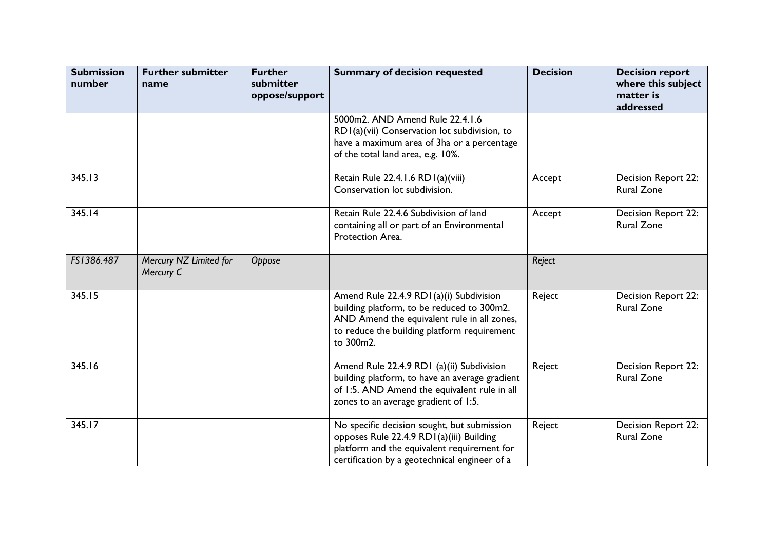| Submission number | Further submitter name | Further submitter oppose/support | Summary of decision requested | Decision | Decision report where this subject matter is addressed |
|---|---|---|---|---|---|
| | | | 5000m2. AND Amend Rule 22.4.1.6 RD1(a)(vii) Conservation lot subdivision, to have a maximum area of 3ha or a percentage of the total land area, e.g. 10%. | | |
| 345.13 | | | Retain Rule 22.4.1.6 RD1(a)(viii) Conservation lot subdivision. | Accept | Decision Report 22: Rural Zone |
| 345.14 | | | Retain Rule 22.4.6 Subdivision of land containing all or part of an Environmental Protection Area. | Accept | Decision Report 22: Rural Zone |
| *FS1386.487* | *Mercury NZ Limited for Mercury C* | *Oppose* | | *Reject* | |
| 345.15 | | | Amend Rule 22.4.9 RD1(a)(i) Subdivision building platform, to be reduced to 300m2. AND Amend the equivalent rule in all zones, to reduce the building platform requirement to 300m2. | Reject | Decision Report 22: Rural Zone |
| 345.16 | | | Amend Rule 22.4.9 RD1 (a)(ii) Subdivision building platform, to have an average gradient of 1:5. AND Amend the equivalent rule in all zones to an average gradient of 1:5. | Reject | Decision Report 22: Rural Zone |
| 345.17 | | | No specific decision sought, but submission opposes Rule 22.4.9 RD1(a)(iii) Building platform and the equivalent requirement for certification by a geotechnical engineer of a | Reject | Decision Report 22: Rural Zone |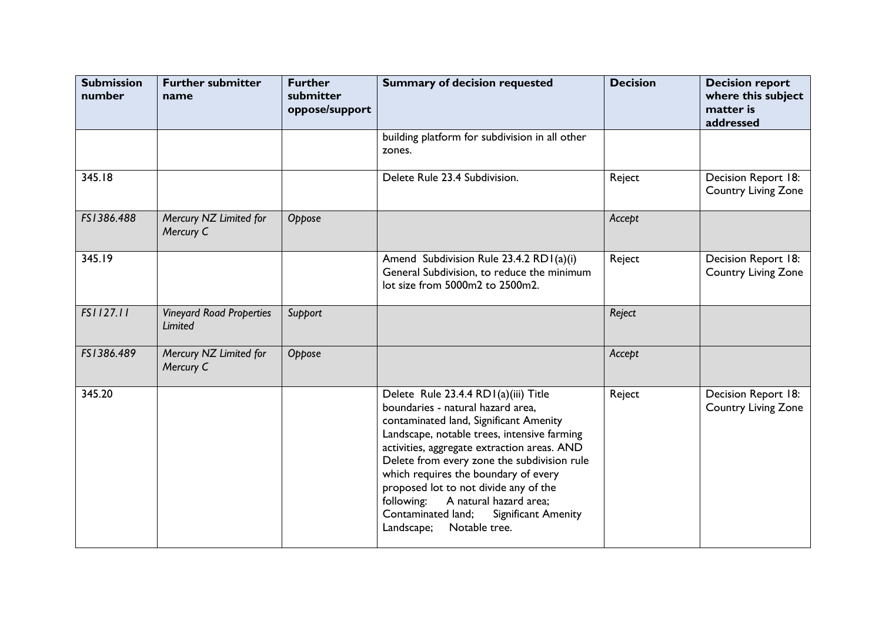| Submission number | Further submitter name | Further submitter oppose/support | Summary of decision requested | Decision | Decision report where this subject matter is addressed |
|---|---|---|---|---|---|
| | | | building platform for subdivision in all other zones. | | |
| 345.18 | | | Delete Rule 23.4 Subdivision. | Reject | Decision Report 18: Country Living Zone |
| *FS1386.488* | *Mercury NZ Limited for Mercury C* | *Oppose* | | *Accept* | |
| 345.19 | | | Amend Subdivision Rule 23.4.2 RD1(a)(i) General Subdivision, to reduce the minimum lot size from 5000m2 to 2500m2. | Reject | Decision Report 18: Country Living Zone |
| *FS1127.11* | *Vineyard Road Properties Limited* | *Support* | | *Reject* | |
| *FS1386.489* | *Mercury NZ Limited for Mercury C* | *Oppose* | | *Accept* | |
| 345.20 | | | Delete Rule 23.4.4 RD1(a)(iii) Title boundaries - natural hazard area, contaminated land, Significant Amenity Landscape, notable trees, intensive farming activities, aggregate extraction areas. AND Delete from every zone the subdivision rule which requires the boundary of every proposed lot to not divide any of the following: A natural hazard area; Contaminated land; Significant Amenity Landscape; Notable tree. | Reject | Decision Report 18: Country Living Zone |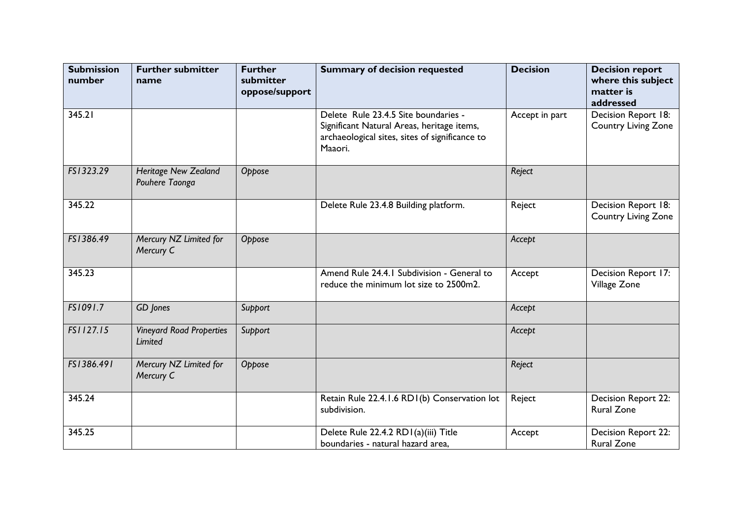| Submission number | Further submitter name | Further submitter oppose/support | Summary of decision requested | Decision | Decision report where this subject matter is addressed |
|---|---|---|---|---|---|
| 345.21 | | | Delete Rule 23.4.5 Site boundaries - Significant Natural Areas, heritage items, archaeological sites, sites of significance to Maaori. | Accept in part | Decision Report 18: Country Living Zone |
| *FS1323.29* | *Heritage New Zealand Pouhere Taonga* | *Oppose* | | *Reject* | |
| 345.22 | | | Delete Rule 23.4.8 Building platform. | Reject | Decision Report 18: Country Living Zone |
| *FS1386.49* | *Mercury NZ Limited for Mercury C* | *Oppose* | | *Accept* | |
| 345.23 | | | Amend Rule 24.4.1 Subdivision - General to reduce the minimum lot size to 2500m2. | Accept | Decision Report 17: Village Zone |
| *FS1091.7* | *GD Jones* | *Support* | | *Accept* | |
| *FS1127.15* | *Vineyard Road Properties Limited* | *Support* | | *Accept* | |
| *FS1386.491* | *Mercury NZ Limited for Mercury C* | *Oppose* | | *Reject* | |
| 345.24 | | | Retain Rule 22.4.1.6 RD1(b) Conservation lot subdivision. | Reject | Decision Report 22: Rural Zone |
| 345.25 | | | Delete Rule 22.4.2 RD1(a)(iii) Title boundaries - natural hazard area, | Accept | Decision Report 22: Rural Zone |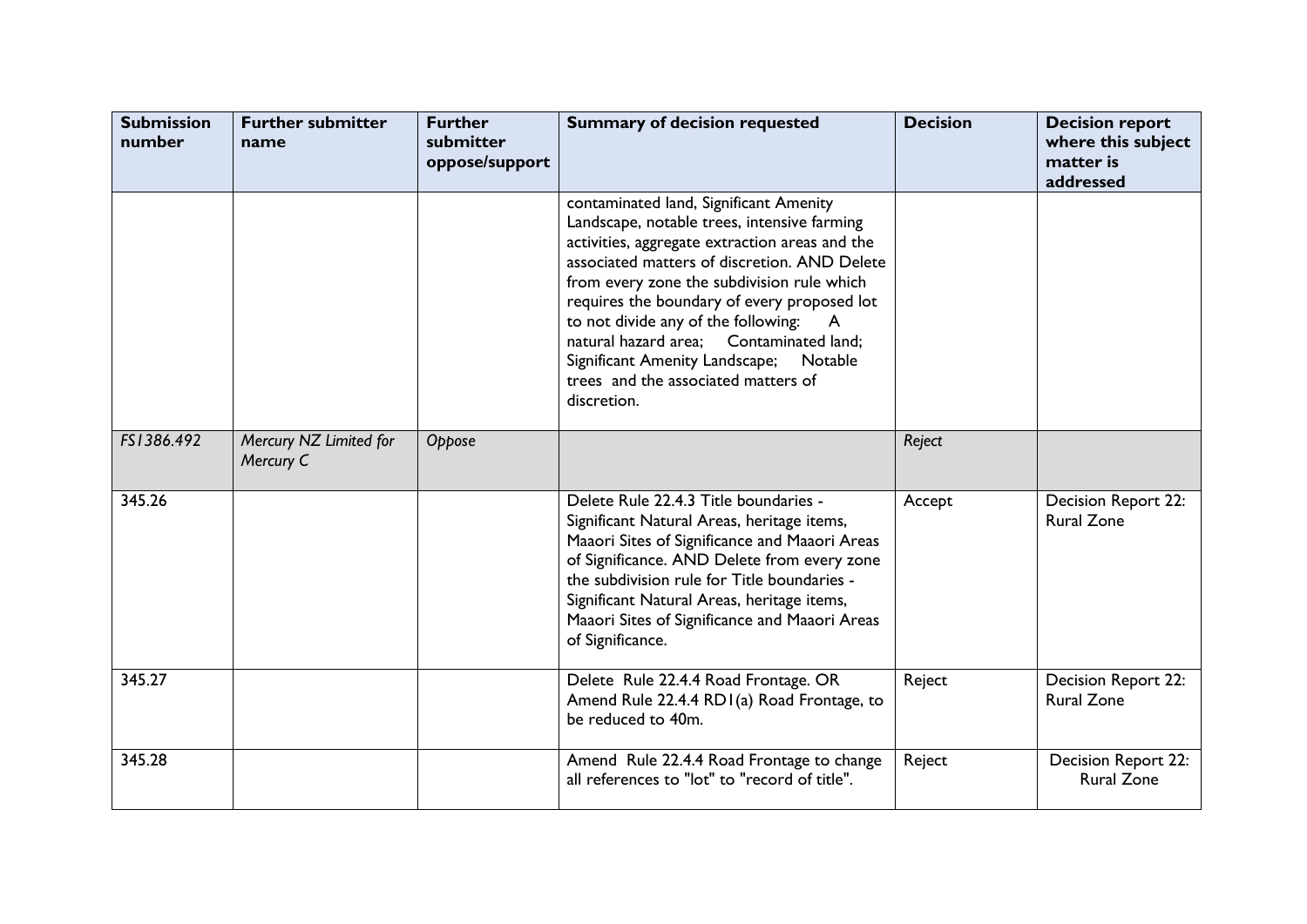| Submission number | Further submitter name | Further submitter oppose/support | Summary of decision requested | Decision | Decision report where this subject matter is addressed |
|---|---|---|---|---|---|
| | | | contaminated land, Significant Amenity Landscape, notable trees, intensive farming activities, aggregate extraction areas and the associated matters of discretion. AND Delete from every zone the subdivision rule which requires the boundary of every proposed lot to not divide any of the following: A natural hazard area; Contaminated land; Significant Amenity Landscape; Notable trees and the associated matters of discretion. | | |
| *FS1386.492* | *Mercury NZ Limited for Mercury C* | *Oppose* | | *Reject* | |
| 345.26 | | | Delete Rule 22.4.3 Title boundaries - Significant Natural Areas, heritage items, Maaori Sites of Significance and Maaori Areas of Significance. AND Delete from every zone the subdivision rule for Title boundaries - Significant Natural Areas, heritage items, Maaori Sites of Significance and Maaori Areas of Significance. | Accept | Decision Report 22: Rural Zone |
| 345.27 | | | Delete Rule 22.4.4 Road Frontage. OR Amend Rule 22.4.4 RD1(a) Road Frontage, to be reduced to 40m. | Reject | Decision Report 22: Rural Zone |
| 345.28 | | | Amend Rule 22.4.4 Road Frontage to change all references to "lot" to "record of title". | Reject | Decision Report 22: Rural Zone |